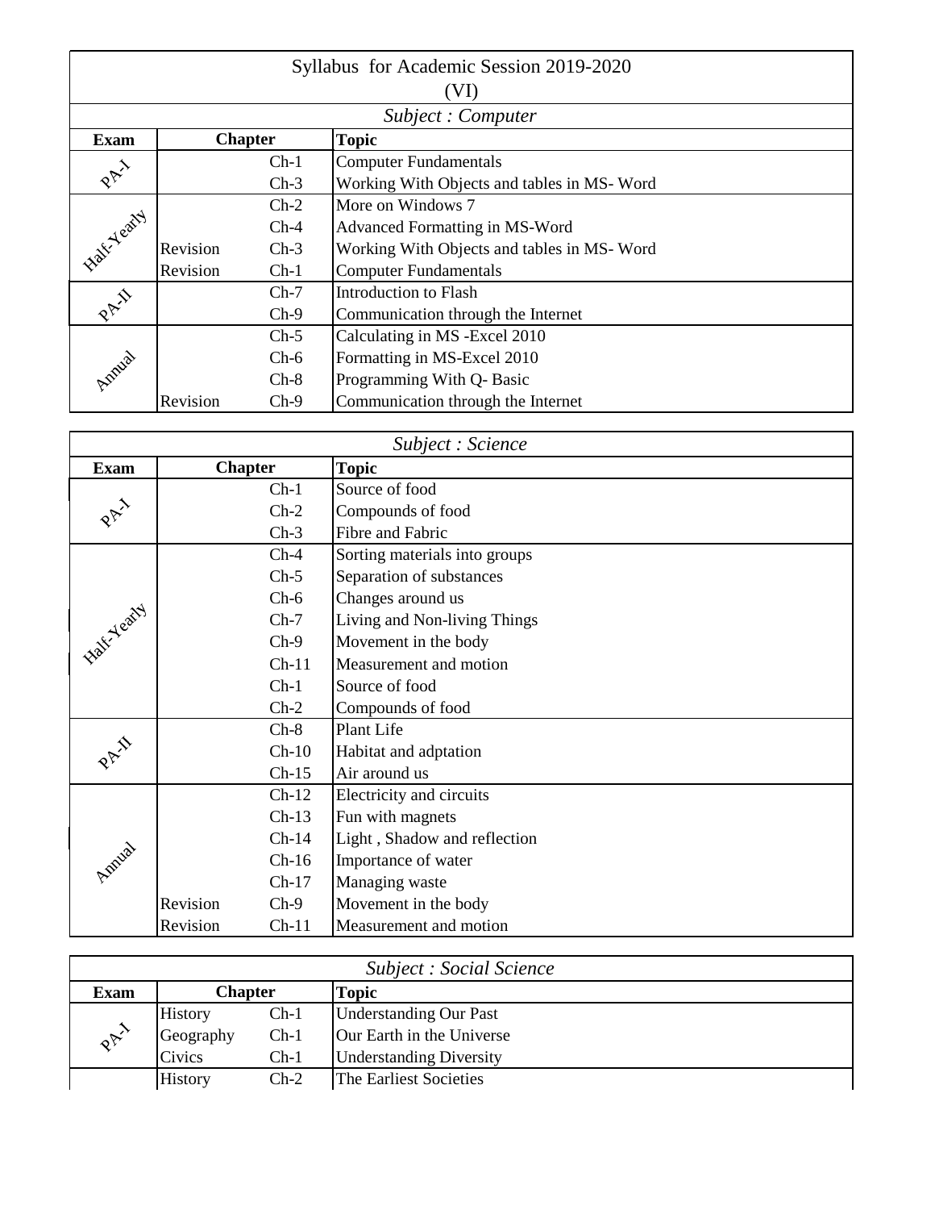# Syllabus for Academic Session 2019-2020

## (VI)

### Subject : Computer

| Exam | Chapter | | Topic |
|---|---|---|---|
| PA-I | | Ch-1 | Computer Fundamentals |
| | | Ch-3 | Working With Objects and tables in MS- Word |
| Half-Yearly | | Ch-2 | More on Windows 7 |
| | | Ch-4 | Advanced Formatting in MS-Word |
| | Revision | Ch-3 | Working With Objects and tables in MS- Word |
| | Revision | Ch-1 | Computer Fundamentals |
| PA-II | | Ch-7 | Introduction to Flash |
| | | Ch-9 | Communication through the Internet |
| Annual | | Ch-5 | Calculating in MS -Excel 2010 |
| | | Ch-6 | Formatting in MS-Excel 2010 |
| | | Ch-8 | Programming With Q- Basic |
| | Revision | Ch-9 | Communication through the Internet |

### Subject : Science

| Exam | Chapter | | Topic |
|---|---|---|---|
| PA-I | | Ch-1 | Source of food |
| | | Ch-2 | Compounds of food |
| | | Ch-3 | Fibre and Fabric |
| Half-Yearly | | Ch-4 | Sorting materials into groups |
| | | Ch-5 | Separation of substances |
| | | Ch-6 | Changes around us |
| | | Ch-7 | Living and Non-living Things |
| | | Ch-9 | Movement in the body |
| | | Ch-11 | Measurement and motion |
| | | Ch-1 | Source of food |
| | | Ch-2 | Compounds of food |
| PA-II | | Ch-8 | Plant Life |
| | | Ch-10 | Habitat and adptation |
| | | Ch-15 | Air around us |
| Annual | | Ch-12 | Electricity and circuits |
| | | Ch-13 | Fun with magnets |
| | | Ch-14 | Light , Shadow and reflection |
| | | Ch-16 | Importance of water |
| | | Ch-17 | Managing waste |
| | Revision | Ch-9 | Movement in the body |
| | Revision | Ch-11 | Measurement and motion |

### Subject : Social Science

| Exam | Chapter | | Topic |
|---|---|---|---|
| PA-I | History | Ch-1 | Understanding Our Past |
| | Geography | Ch-1 | Our Earth in the Universe |
| | Civics | Ch-1 | Understanding Diversity |
| | History | Ch-2 | The Earliest Societies |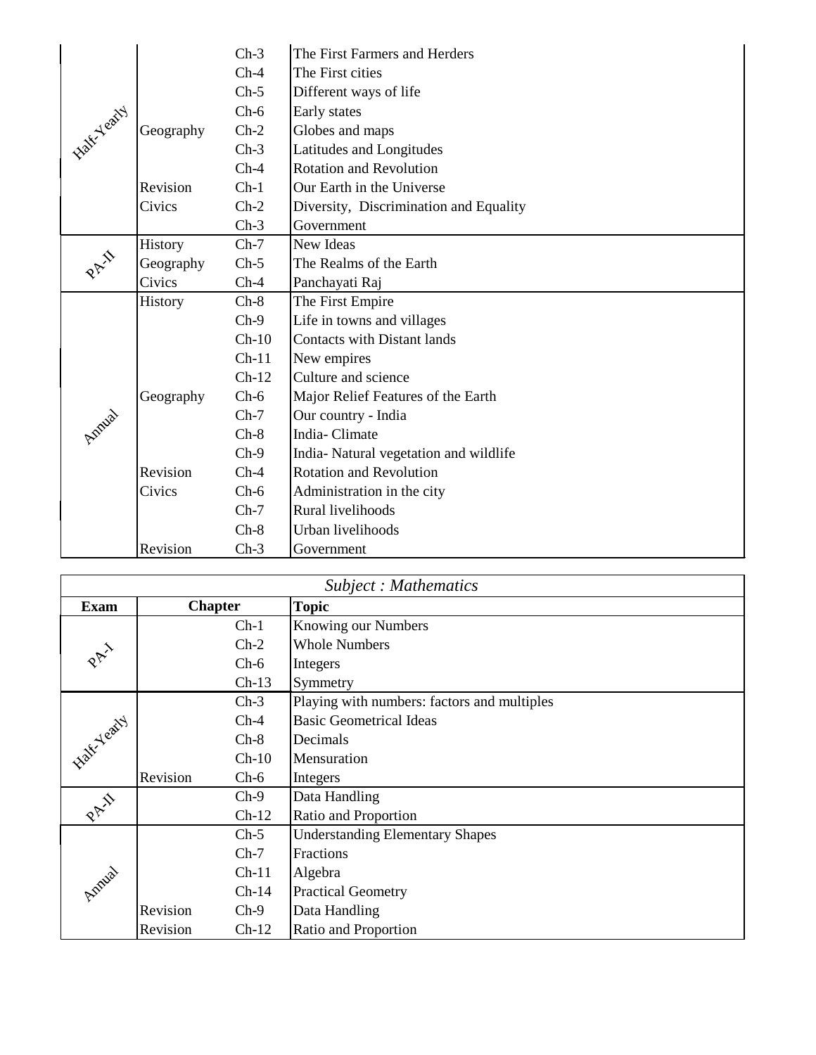| | | | |
|---|---|---|---|
| Half-Yearly | | Ch-3 | The First Farmers and Herders |
| | | Ch-4 | The First cities |
| | | Ch-5 | Different ways of life |
| | | Ch-6 | Early states |
| | Geography | Ch-2 | Globes and maps |
| | | Ch-3 | Latitudes and Longitudes |
| | | Ch-4 | Rotation and Revolution |
| | Revision | Ch-1 | Our Earth in the Universe |
| | Civics | Ch-2 | Diversity, Discrimination and Equality |
| | | Ch-3 | Government |
| PA-II | History | Ch-7 | New Ideas |
| | Geography | Ch-5 | The Realms of the Earth |
| | Civics | Ch-4 | Panchayati Raj |
| Annual | History | Ch-8 | The First Empire |
| | | Ch-9 | Life in towns and villages |
| | | Ch-10 | Contacts with Distant lands |
| | | Ch-11 | New empires |
| | | Ch-12 | Culture and science |
| | Geography | Ch-6 | Major Relief Features of the Earth |
| | | Ch-7 | Our country - India |
| | | Ch-8 | India- Climate |
| | | Ch-9 | India- Natural vegetation and wildlife |
| | Revision | Ch-4 | Rotation and Revolution |
| | Civics | Ch-6 | Administration in the city |
| | | Ch-7 | Rural livelihoods |
| | | Ch-8 | Urban livelihoods |
| | Revision | Ch-3 | Government |

*Subject : Mathematics*

| Exam | Chapter | | Topic |
|---|---|---|---|
| PA-I | | Ch-1 | Knowing our Numbers |
| | | Ch-2 | Whole Numbers |
| | | Ch-6 | Integers |
| | | Ch-13 | Symmetry |
| Half-Yearly | | Ch-3 | Playing with numbers: factors and multiples |
| | | Ch-4 | Basic Geometrical Ideas |
| | | Ch-8 | Decimals |
| | | Ch-10 | Mensuration |
| | Revision | Ch-6 | Integers |
| PA-II | | Ch-9 | Data Handling |
| | | Ch-12 | Ratio and Proportion |
| Annual | | Ch-5 | Understanding Elementary Shapes |
| | | Ch-7 | Fractions |
| | | Ch-11 | Algebra |
| | | Ch-14 | Practical Geometry |
| | Revision | Ch-9 | Data Handling |
| | Revision | Ch-12 | Ratio and Proportion |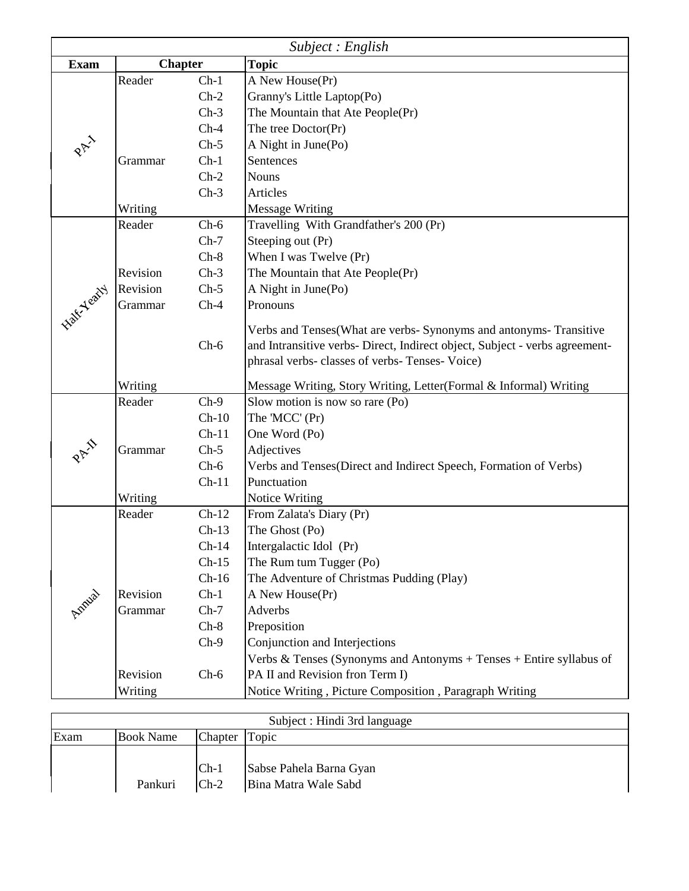| Subject : English | | | |
|---|---|---|---|
| **Exam** | **Chapter** | | **Topic** |
| PA-I | Reader | Ch-1 | A New House(Pr) |
| | | Ch-2 | Granny's Little Laptop(Po) |
| | | Ch-3 | The Mountain that Ate People(Pr) |
| | | Ch-4 | The tree Doctor(Pr) |
| | | Ch-5 | A Night in June(Po) |
| | Grammar | Ch-1 | Sentences |
| | | Ch-2 | Nouns |
| | | Ch-3 | Articles |
| | Writing | | Message Writing |
| Half-Yearly | Reader | Ch-6 | Travelling With Grandfather's 200 (Pr) |
| | | Ch-7 | Steeping out (Pr) |
| | | Ch-8 | When I was Twelve (Pr) |
| | Revision | Ch-3 | The Mountain that Ate People(Pr) |
| | Revision | Ch-5 | A Night in June(Po) |
| | Grammar | Ch-4 | Pronouns |
| | | Ch-6 | Verbs and Tenses(What are verbs- Synonyms and antonyms- Transitive and Intransitive verbs- Direct, Indirect object, Subject - verbs agreement- phrasal verbs- classes of verbs- Tenses- Voice) |
| | Writing | | Message Writing, Story Writing, Letter(Formal & Informal) Writing |
| PA-II | Reader | Ch-9 | Slow motion is now so rare (Po) |
| | | Ch-10 | The 'MCC' (Pr) |
| | | Ch-11 | One Word (Po) |
| | Grammar | Ch-5 | Adjectives |
| | | Ch-6 | Verbs and Tenses(Direct and Indirect Speech, Formation of Verbs) |
| | | Ch-11 | Punctuation |
| | Writing | | Notice Writing |
| Annual | Reader | Ch-12 | From Zalata's Diary (Pr) |
| | | Ch-13 | The Ghost (Po) |
| | | Ch-14 | Intergalactic Idol (Pr) |
| | | Ch-15 | The Rum tum Tugger (Po) |
| | | Ch-16 | The Adventure of Christmas Pudding (Play) |
| | Revision | Ch-1 | A New House(Pr) |
| | Grammar | Ch-7 | Adverbs |
| | | Ch-8 | Preposition |
| | | Ch-9 | Conjunction and Interjections |
| | Revision | Ch-6 | Verbs & Tenses (Synonyms and Antonyms + Tenses + Entire syllabus of PA II and Revision fron Term I) |
| | Writing | | Notice Writing , Picture Composition , Paragraph Writing |

| Subject : Hindi 3rd language | | | |
|---|---|---|---|
| Exam | Book Name | Chapter | Topic |
| | | Ch-1 | Sabse Pahela Barna Gyan |
| | Pankuri | Ch-2 | Bina Matra Wale Sabd |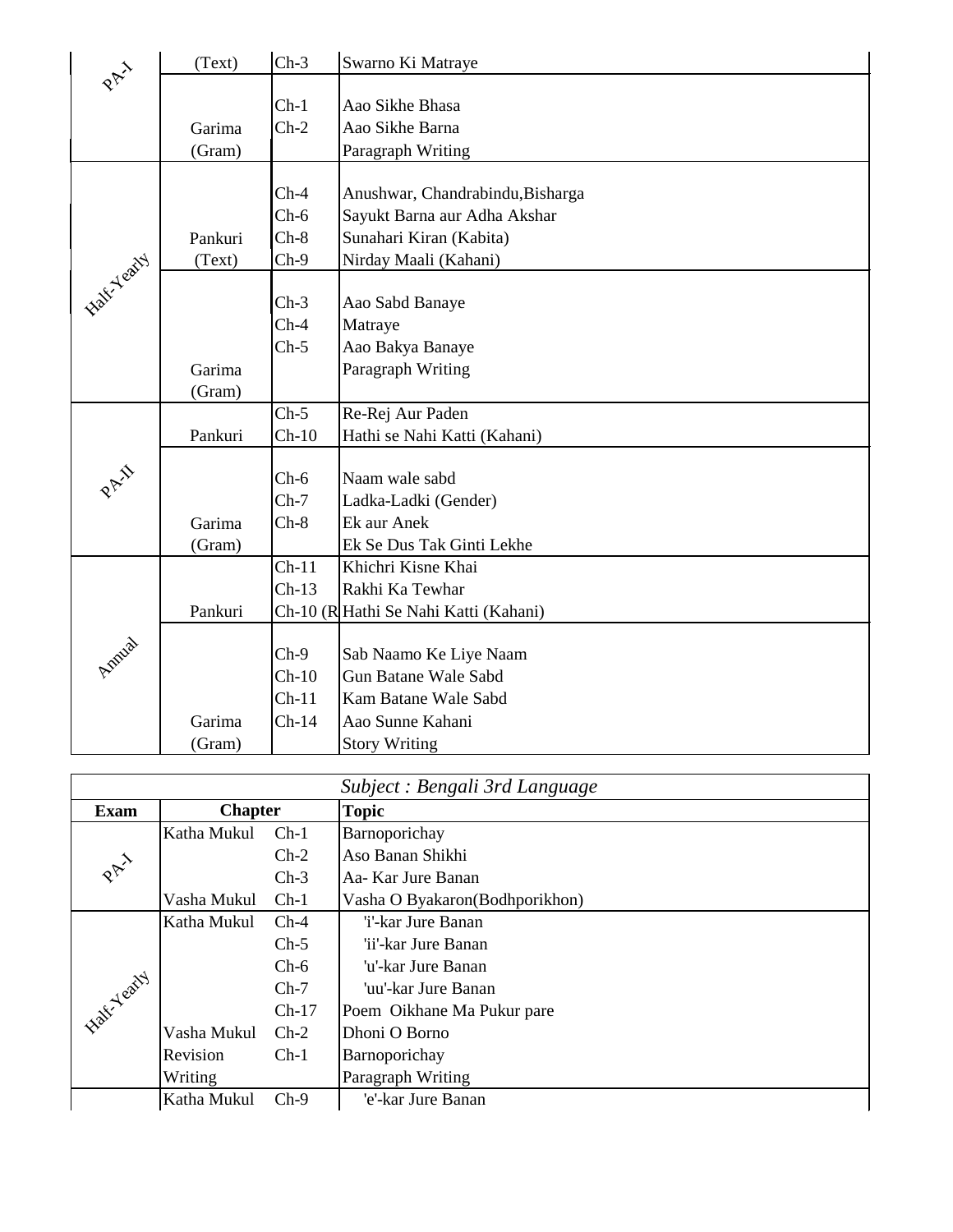| | | | |
|---|---|---|---|
| PA-I | (Text) | Ch-3 | Swarno Ki Matraye |
| | | Ch-1 | Aao Sikhe Bhasa |
| | Garima | Ch-2 | Aao Sikhe Barna |
| | (Gram) | | Paragraph Writing |
| Half-Yearly | | Ch-4 | Anushwar, Chandrabindu,Bisharga |
| | | Ch-6 | Sayukt Barna aur Adha Akshar |
| | Pankuri | Ch-8 | Sunahari Kiran (Kabita) |
| | (Text) | Ch-9 | Nirday Maali (Kahani) |
| | | Ch-3 | Aao Sabd Banaye |
| | | Ch-4 | Matraye |
| | | Ch-5 | Aao Bakya Banaye |
| | Garima | | Paragraph Writing |
| | (Gram) | | |
| PA-II | | Ch-5 | Re-Rej Aur Paden |
| | Pankuri | Ch-10 | Hathi se Nahi Katti (Kahani) |
| | | Ch-6 | Naam wale sabd |
| | | Ch-7 | Ladka-Ladki (Gender) |
| | Garima | Ch-8 | Ek aur Anek |
| | (Gram) | | Ek Se Dus Tak Ginti Lekhe |
| Annual | | Ch-11 | Khichri Kisne Khai |
| | | Ch-13 | Rakhi Ka Tewhar |
| | Pankuri | Ch-10 (R | Hathi Se Nahi Katti (Kahani) |
| | | Ch-9 | Sab Naamo Ke Liye Naam |
| | | Ch-10 | Gun Batane Wale Sabd |
| | | Ch-11 | Kam Batane Wale Sabd |
| | Garima | Ch-14 | Aao Sunne Kahani |
| | (Gram) | | Story Writing |

*Subject : Bengali 3rd Language*

| Exam | Chapter | | Topic |
|---|---|---|---|
| PA-I | Katha Mukul | Ch-1 | Barnoporichay |
| | | Ch-2 | Aso Banan Shikhi |
| | | Ch-3 | Aa- Kar Jure Banan |
| | Vasha Mukul | Ch-1 | Vasha O Byakaron(Bodhporikhon) |
| Half-Yearly | Katha Mukul | Ch-4 | 'i'-kar Jure Banan |
| | | Ch-5 | 'ii'-kar Jure Banan |
| | | Ch-6 | 'u'-kar Jure Banan |
| | | Ch-7 | 'uu'-kar Jure Banan |
| | | Ch-17 | Poem Oikhane Ma Pukur pare |
| | Vasha Mukul | Ch-2 | Dhoni O Borno |
| | Revision | Ch-1 | Barnoporichay |
| | Writing | | Paragraph Writing |
| | Katha Mukul | Ch-9 | 'e'-kar Jure Banan |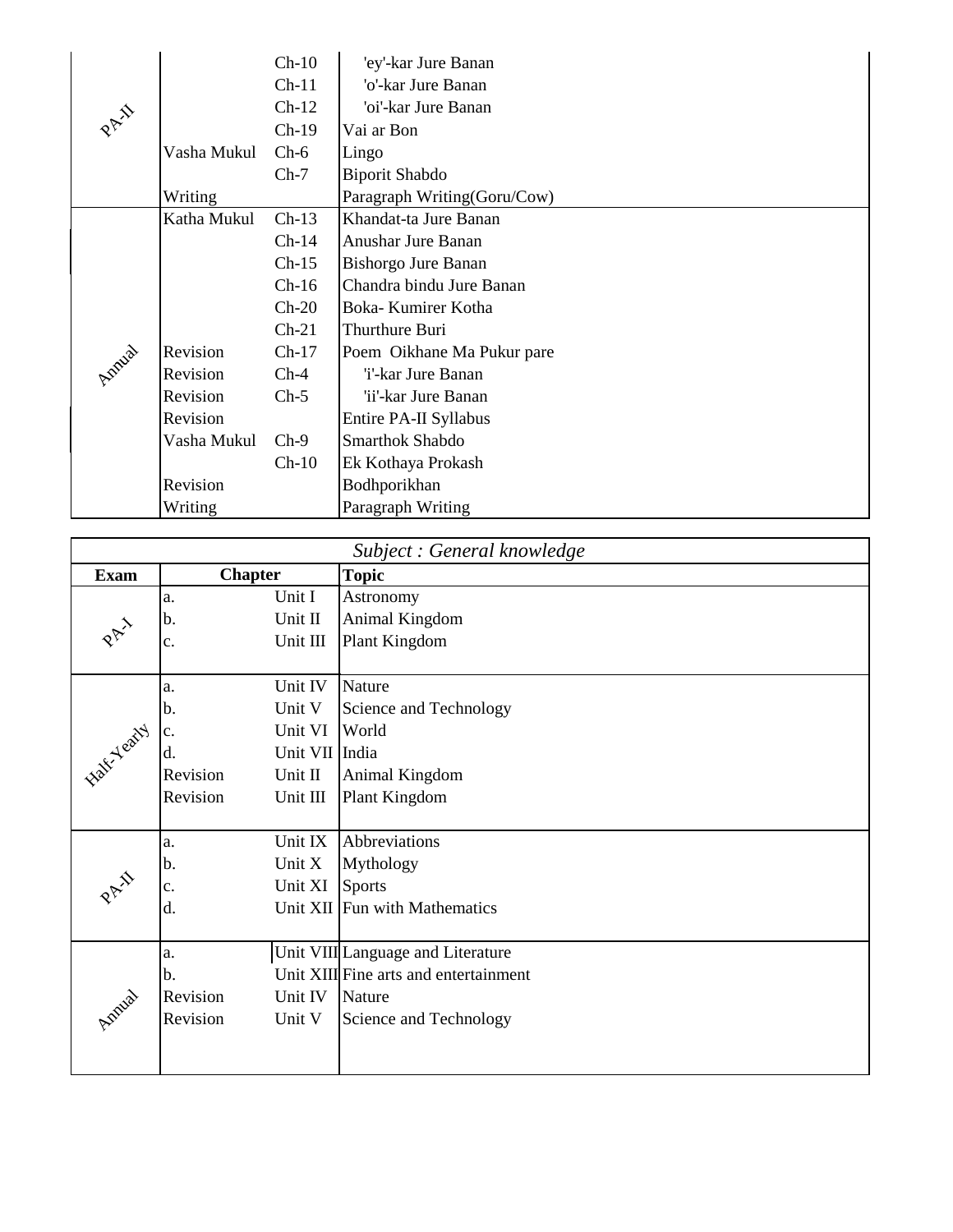| Exam | Chapter | | Topic |
|---|---|---|---|
| PA-II | | Ch-10 | 'ey'-kar Jure Banan |
| | | Ch-11 | 'o'-kar Jure Banan |
| | | Ch-12 | 'oi'-kar Jure Banan |
| | | Ch-19 | Vai ar Bon |
| | Vasha Mukul | Ch-6 | Lingo |
| | | Ch-7 | Biporit Shabdo |
| | Writing | | Paragraph Writing(Goru/Cow) |
| Annual | Katha Mukul | Ch-13 | Khandat-ta Jure Banan |
| | | Ch-14 | Anushar Jure Banan |
| | | Ch-15 | Bishorgo Jure Banan |
| | | Ch-16 | Chandra bindu Jure Banan |
| | | Ch-20 | Boka- Kumirer Kotha |
| | | Ch-21 | Thurthure Buri |
| | Revision | Ch-17 | Poem Oikhane Ma Pukur pare |
| | Revision | Ch-4 | 'i'-kar Jure Banan |
| | Revision | Ch-5 | 'ii'-kar Jure Banan |
| | Revision | | Entire PA-II Syllabus |
| | Vasha Mukul | Ch-9 | Smarthok Shabdo |
| | | Ch-10 | Ek Kothaya Prokash |
| | Revision | | Bodhporikhan |
| | Writing | | Paragraph Writing |

*Subject : General knowledge*

| Exam | Chapter | | Topic |
|---|---|---|---|
| PA-I | a. | Unit I | Astronomy |
| | b. | Unit II | Animal Kingdom |
| | c. | Unit III | Plant Kingdom |
| Half-Yearly | a. | Unit IV | Nature |
| | b. | Unit V | Science and Technology |
| | c. | Unit VI | World |
| | d. | Unit VII | India |
| | Revision | Unit II | Animal Kingdom |
| | Revision | Unit III | Plant Kingdom |
| PA-II | a. | Unit IX | Abbreviations |
| | b. | Unit X | Mythology |
| | c. | Unit XI | Sports |
| | d. | Unit XII | Fun with Mathematics |
| Annual | a. | Unit VIII | Language and Literature |
| | b. | Unit XIII | Fine arts and entertainment |
| | Revision | Unit IV | Nature |
| | Revision | Unit V | Science and Technology |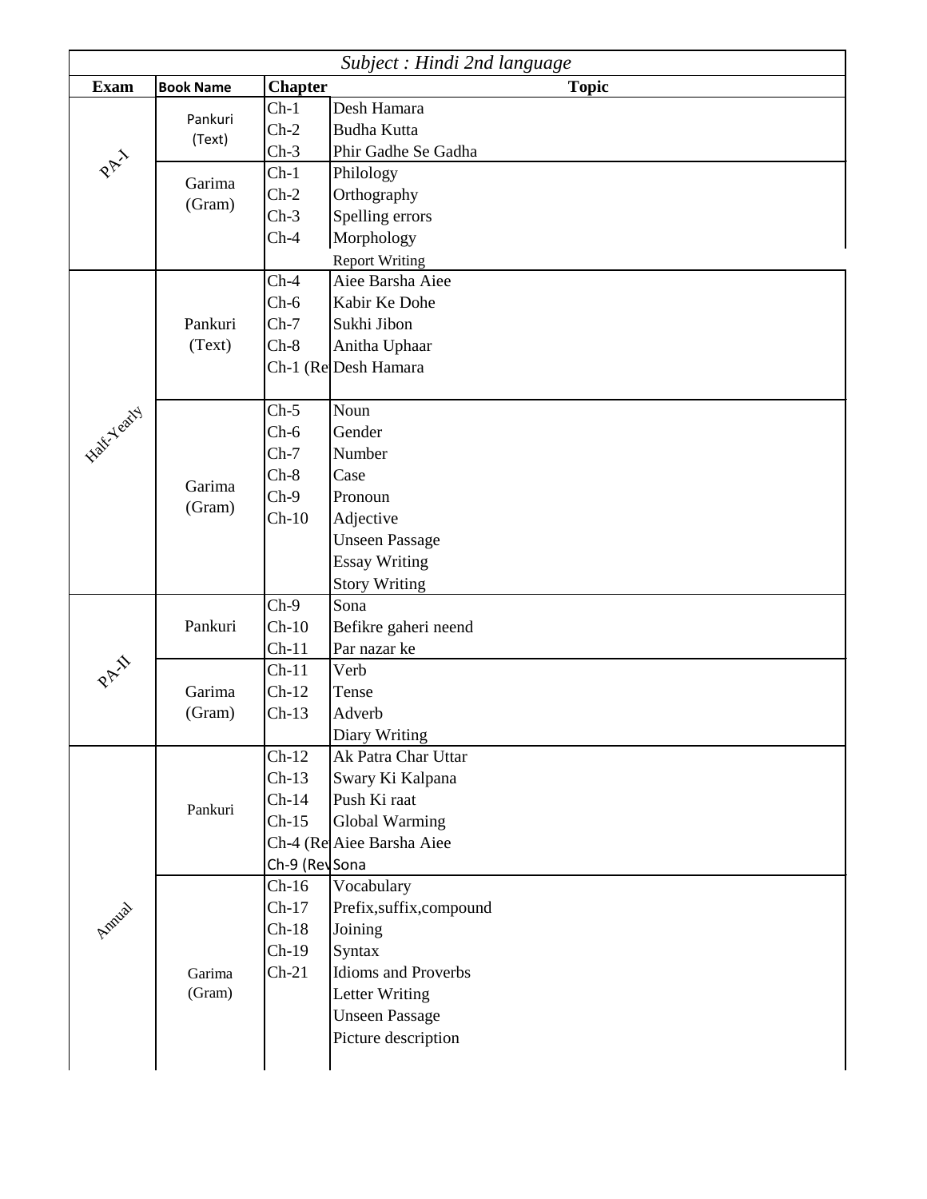*Subject : Hindi 2nd language*

| Exam | Book Name | Chapter | Topic |
|---|---|---|---|
| PA-I | Pankuri (Text) | Ch-1 | Desh Hamara |
| | | Ch-2 | Budha Kutta |
| | | Ch-3 | Phir Gadhe Se Gadha |
| | Garima (Gram) | Ch-1 | Philology |
| | | Ch-2 | Orthography |
| | | Ch-3 | Spelling errors |
| | | Ch-4 | Morphology |
| | | | Report Writing |
| Half-Yearly | Pankuri (Text) | Ch-4 | Aiee Barsha Aiee |
| | | Ch-6 | Kabir Ke Dohe |
| | | Ch-7 | Sukhi Jibon |
| | | Ch-8 | Anitha Uphaar |
| | | Ch-1 (Re | Desh Hamara |
| | Garima (Gram) | Ch-5 | Noun |
| | | Ch-6 | Gender |
| | | Ch-7 | Number |
| | | Ch-8 | Case |
| | | Ch-9 | Pronoun |
| | | Ch-10 | Adjective |
| | | | Unseen Passage |
| | | | Essay Writing |
| | | | Story Writing |
| PA-II | Pankuri | Ch-9 | Sona |
| | | Ch-10 | Befikre gaheri neend |
| | | Ch-11 | Par nazar ke |
| | Garima (Gram) | Ch-11 | Verb |
| | | Ch-12 | Tense |
| | | Ch-13 | Adverb |
| | | | Diary Writing |
| Annual | Pankuri | Ch-12 | Ak Patra Char Uttar |
| | | Ch-13 | Swary Ki Kalpana |
| | | Ch-14 | Push Ki raat |
| | | Ch-15 | Global Warming |
| | | Ch-4 (Re | Aiee Barsha Aiee |
| | | Ch-9 (Rev | Sona |
| | Garima (Gram) | Ch-16 | Vocabulary |
| | | Ch-17 | Prefix,suffix,compound |
| | | Ch-18 | Joining |
| | | Ch-19 | Syntax |
| | | Ch-21 | Idioms and Proverbs |
| | | | Letter Writing |
| | | | Unseen Passage |
| | | | Picture description |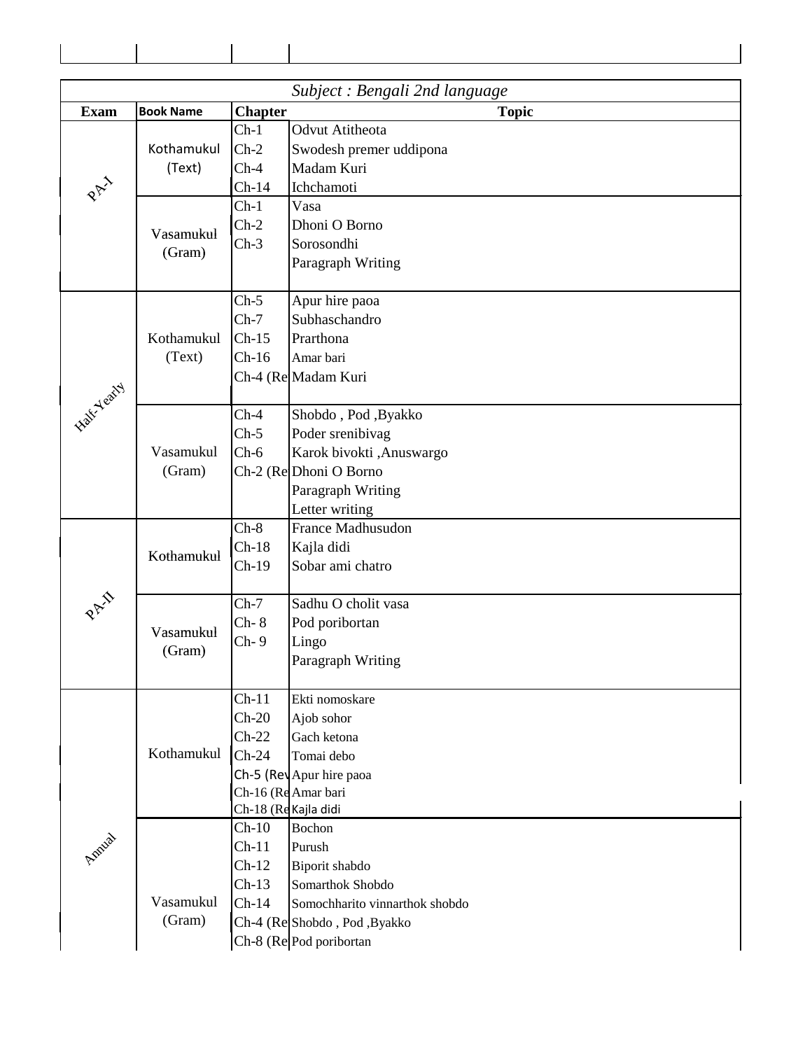*Subject : Bengali 2nd language*

| Exam | Book Name | Chapter | Topic |
|---|---|---|---|
| PA-I | Kothamukul (Text) | Ch-1 | Odvut Atitheota |
| | | Ch-2 | Swodesh premer uddipona |
| | | Ch-4 | Madam Kuri |
| | | Ch-14 | Ichchamoti |
| | Vasamukul (Gram) | Ch-1 | Vasa |
| | | Ch-2 | Dhoni O Borno |
| | | Ch-3 | Sorosondhi |
| | | | Paragraph Writing |
| Half-Yearly | Kothamukul (Text) | Ch-5 | Apur hire paoa |
| | | Ch-7 | Subhaschandro |
| | | Ch-15 | Prarthona |
| | | Ch-16 | Amar bari |
| | | Ch-4 (Re | Madam Kuri |
| | Vasamukul (Gram) | Ch-4 | Shobdo , Pod ,Byakko |
| | | Ch-5 | Poder srenibivag |
| | | Ch-6 | Karok bivokti ,Anuswargo |
| | | Ch-2 (Re | Dhoni O Borno |
| | | | Paragraph Writing |
| | | | Letter writing |
| PA-II | Kothamukul | Ch-8 | France Madhusudon |
| | | Ch-18 | Kajla didi |
| | | Ch-19 | Sobar ami chatro |
| | Vasamukul (Gram) | Ch-7 | Sadhu O cholit vasa |
| | | Ch- 8 | Pod poribortan |
| | | Ch- 9 | Lingo |
| | | | Paragraph Writing |
| Annual | Kothamukul | Ch-11 | Ekti nomoskare |
| | | Ch-20 | Ajob sohor |
| | | Ch-22 | Gach ketona |
| | | Ch-24 | Tomai debo |
| | | Ch-5 (Rev | Apur hire paoa |
| | | Ch-16 (Re | Amar bari |
| | | Ch-18 (Re | Kajla didi |
| | Vasamukul (Gram) | Ch-10 | Bochon |
| | | Ch-11 | Purush |
| | | Ch-12 | Biporit shabdo |
| | | Ch-13 | Somarthok Shobdo |
| | | Ch-14 | Somochharito vinnarthok shobdo |
| | | Ch-4 (Re | Shobdo , Pod ,Byakko |
| | | Ch-8 (Re | Pod poribortan |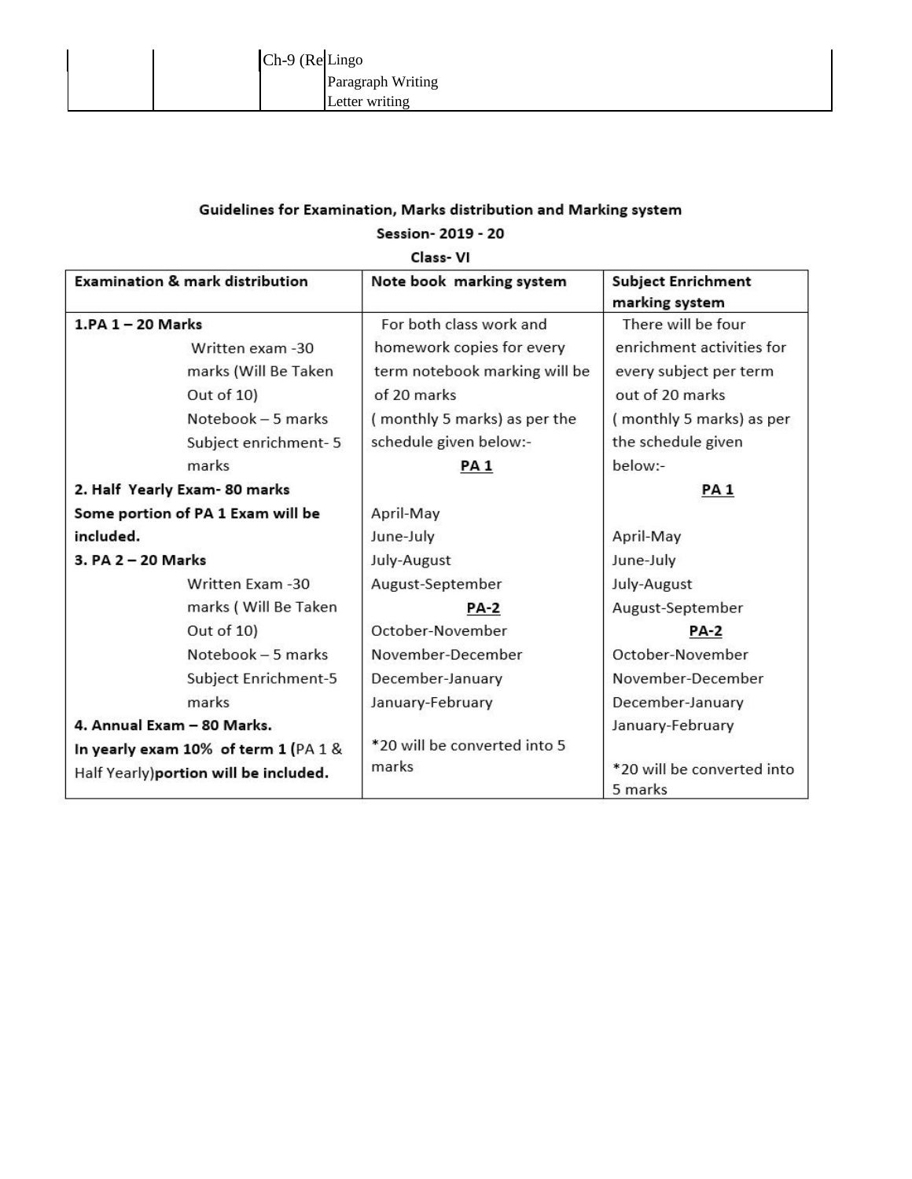| | | | |
|---|---|---|---|
| | | Ch-9 (Re | Lingo<br>Paragraph Writing<br>Letter writing |

**Guidelines for Examination, Marks distribution and Marking system**

**Session- 2019 - 20**

**Class- VI**

| Examination & mark distribution | Note book marking system | Subject Enrichment marking system |
|---|---|---|
| **1.PA 1 – 20 Marks**<br>Written exam -30 marks (Will Be Taken Out of 10)<br>Notebook – 5 marks<br>Subject enrichment- 5 marks<br>**2. Half Yearly Exam- 80 marks**<br>**Some portion of PA 1 Exam will be included.**<br>**3. PA 2 – 20 Marks**<br>Written Exam -30 marks ( Will Be Taken Out of 10)<br>Notebook – 5 marks<br>Subject Enrichment-5 marks<br>**4. Annual Exam – 80 Marks.**<br>**In yearly exam 10% of term 1 (**PA 1 & Half Yearly)**portion will be included.** | For both class work and homework copies for every term notebook marking will be of 20 marks<br>( monthly 5 marks) as per the schedule given below:-<br>**PA 1**<br>April-May<br>June-July<br>July-August<br>August-September<br>**PA-2**<br>October-November<br>November-December<br>December-January<br>January-February<br>*20 will be converted into 5 marks | There will be four enrichment activities for every subject per term out of 20 marks<br>( monthly 5 marks) as per the schedule given below:-<br>**PA 1**<br>April-May<br>June-July<br>July-August<br>August-September<br>**PA-2**<br>October-November<br>November-December<br>December-January<br>January-February<br>*20 will be converted into 5 marks |